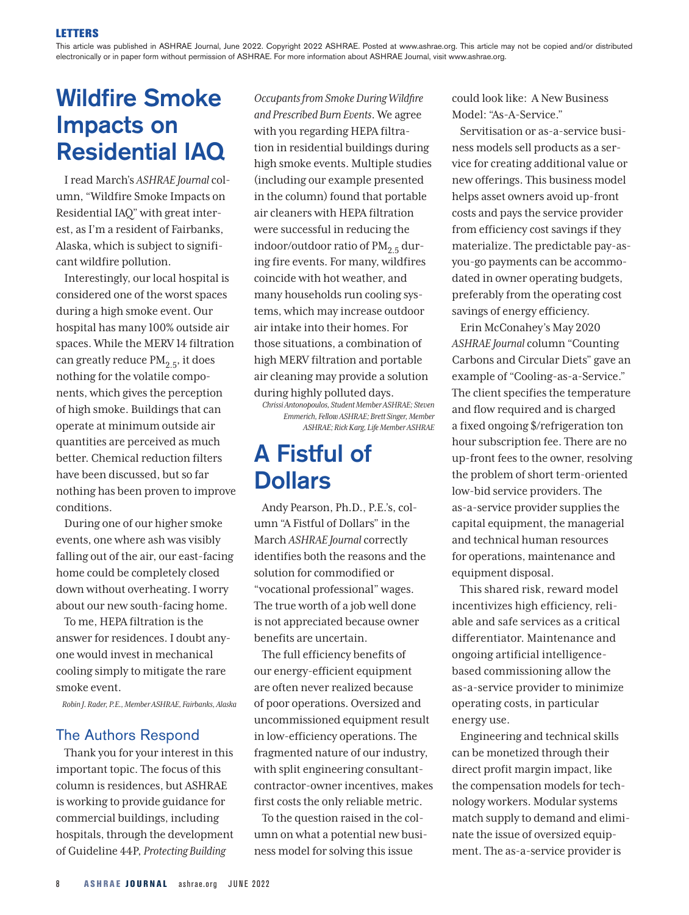**LETTERS**

This article was published in ASHRAE Journal, June 2022. Copyright 2022 ASHRAE. Posted at www.ashrae.org. This article may not be copied and/or distributed electronically or in paper form without permission of ASHRAE. For more information about ASHRAE Journal, visit www.ashrae.org.

# Wildfire Smoke Impacts on Residential IAQ

I read March's *ASHRAE Journal* column, "Wildfire Smoke Impacts on Residential IAQ" with great interest, as I'm a resident of Fairbanks, Alaska, which is subject to significant wildfire pollution.

Interestingly, our local hospital is considered one of the worst spaces during a high smoke event. Our hospital has many 100% outside air spaces. While the MERV 14 filtration can greatly reduce $PM_{2.5}$, it does nothing for the volatile components, which gives the perception of high smoke. Buildings that can operate at minimum outside air quantities are perceived as much better. Chemical reduction filters have been discussed, but so far nothing has been proven to improve conditions.

During one of our higher smoke events, one where ash was visibly falling out of the air, our east-facing home could be completely closed down without overheating. I worry about our new south-facing home.

To me, HEPA filtration is the answer for residences. I doubt anyone would invest in mechanical cooling simply to mitigate the rare smoke event.

*Robin J. Rader, P.E., Member ASHRAE, Fairbanks, Alaska*

## The Authors Respond

Thank you for your interest in this important topic. The focus of this column is residences, but ASHRAE is working to provide guidance for commercial buildings, including hospitals, through the development of Guideline 44P, *Protecting Building Occupants from Smoke During Wildfire and Prescribed Burn Events*. We agree with you regarding HEPA filtration in residential buildings during high smoke events. Multiple studies (including our example presented in the column) found that portable air cleaners with HEPA filtration were successful in reducing the indoor/outdoor ratio of $PM_{2.5}$ during fire events. For many, wildfires coincide with hot weather, and many households run cooling systems, which may increase outdoor air intake into their homes. For those situations, a combination of high MERV filtration and portable air cleaning may provide a solution during highly polluted days.

*Chrissi Antonopoulos, Student Member ASHRAE; Steven Emmerich, Fellow ASHRAE; Brett Singer, Member ASHRAE; Rick Karg, Life Member ASHRAE*

# A Fistful of Dollars

Andy Pearson, Ph.D., P.E.'s, column "A Fistful of Dollars" in the March *ASHRAE Journal* correctly identifies both the reasons and the solution for commodified or "vocational professional" wages. The true worth of a job well done is not appreciated because owner benefits are uncertain.

The full efficiency benefits of our energy-efficient equipment are often never realized because of poor operations. Oversized and uncommissioned equipment result in low-efficiency operations. The fragmented nature of our industry, with split engineering consultant-contractor-owner incentives, makes first costs the only reliable metric.

To the question raised in the column on what a potential new business model for solving this issue could look like: A New Business Model: "As-A-Service."

Servitisation or as-a-service business models sell products as a service for creating additional value or new offerings. This business model helps asset owners avoid up-front costs and pays the service provider from efficiency cost savings if they materialize. The predictable pay-as-you-go payments can be accommodated in owner operating budgets, preferably from the operating cost savings of energy efficiency.

Erin McConahey's May 2020 *ASHRAE Journal* column "Counting Carbons and Circular Diets" gave an example of "Cooling-as-a-Service." The client specifies the temperature and flow required and is charged a fixed ongoing $/refrigeration ton hour subscription fee. There are no up-front fees to the owner, resolving the problem of short term-oriented low-bid service providers. The as-a-service provider supplies the capital equipment, the managerial and technical human resources for operations, maintenance and equipment disposal.

This shared risk, reward model incentivizes high efficiency, reliable and safe services as a critical differentiator. Maintenance and ongoing artificial intelligence-based commissioning allow the as-a-service provider to minimize operating costs, in particular energy use.

Engineering and technical skills can be monetized through their direct profit margin impact, like the compensation models for technology workers. Modular systems match supply to demand and eliminate the issue of oversized equipment. The as-a-service provider is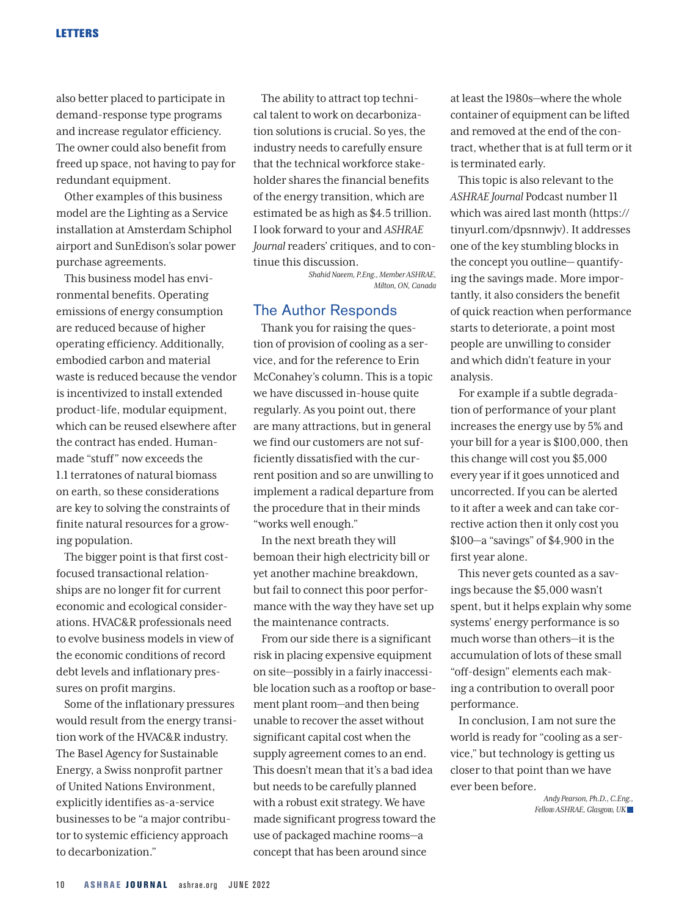also better placed to participate in demand-response type programs and increase regulator efficiency. The owner could also benefit from freed up space, not having to pay for redundant equipment.

Other examples of this business model are the Lighting as a Service installation at Amsterdam Schiphol airport and SunEdison's solar power purchase agreements.

This business model has environmental benefits. Operating emissions of energy consumption are reduced because of higher operating efficiency. Additionally, embodied carbon and material waste is reduced because the vendor is incentivized to install extended product-life, modular equipment, which can be reused elsewhere after the contract has ended. Human-made "stuff" now exceeds the 1.1 terratones of natural biomass on earth, so these considerations are key to solving the constraints of finite natural resources for a growing population.

The bigger point is that first cost-focused transactional relationships are no longer fit for current economic and ecological considerations. HVAC&R professionals need to evolve business models in view of the economic conditions of record debt levels and inflationary pressures on profit margins.

Some of the inflationary pressures would result from the energy transition work of the HVAC&R industry. The Basel Agency for Sustainable Energy, a Swiss nonprofit partner of United Nations Environment, explicitly identifies as-a-service businesses to be "a major contributor to systemic efficiency approach to decarbonization."

The ability to attract top technical talent to work on decarbonization solutions is crucial. So yes, the industry needs to carefully ensure that the technical workforce stakeholder shares the financial benefits of the energy transition, which are estimated be as high as $4.5 trillion. I look forward to your and *ASHRAE Journal* readers' critiques, and to continue this discussion.

*Shahid Naeem, P.Eng., Member ASHRAE, Milton, ON, Canada*

## The Author Responds

Thank you for raising the question of provision of cooling as a service, and for the reference to Erin McConahey's column. This is a topic we have discussed in-house quite regularly. As you point out, there are many attractions, but in general we find our customers are not sufficiently dissatisfied with the current position and so are unwilling to implement a radical departure from the procedure that in their minds "works well enough."

In the next breath they will bemoan their high electricity bill or yet another machine breakdown, but fail to connect this poor performance with the way they have set up the maintenance contracts.

From our side there is a significant risk in placing expensive equipment on site—possibly in a fairly inaccessible location such as a rooftop or basement plant room—and then being unable to recover the asset without significant capital cost when the supply agreement comes to an end. This doesn't mean that it's a bad idea but needs to be carefully planned with a robust exit strategy. We have made significant progress toward the use of packaged machine rooms—a concept that has been around since at least the 1980s—where the whole container of equipment can be lifted and removed at the end of the contract, whether that is at full term or it is terminated early.

This topic is also relevant to the *ASHRAE Journal* Podcast number 11 which was aired last month (https://tinyurl.com/dpsnnwjv). It addresses one of the key stumbling blocks in the concept you outline—quantifying the savings made. More importantly, it also considers the benefit of quick reaction when performance starts to deteriorate, a point most people are unwilling to consider and which didn't feature in your analysis.

For example if a subtle degradation of performance of your plant increases the energy use by 5% and your bill for a year is $100,000, then this change will cost you $5,000 every year if it goes unnoticed and uncorrected. If you can be alerted to it after a week and can take corrective action then it only cost you $100—a "savings" of $4,900 in the first year alone.

This never gets counted as a savings because the $5,000 wasn't spent, but it helps explain why some systems' energy performance is so much worse than others—it is the accumulation of lots of these small "off-design" elements each making a contribution to overall poor performance.

In conclusion, I am not sure the world is ready for "cooling as a service," but technology is getting us closer to that point than we have ever been before.

*Andy Pearson, Ph.D., C.Eng., Fellow ASHRAE, Glasgow, UK*